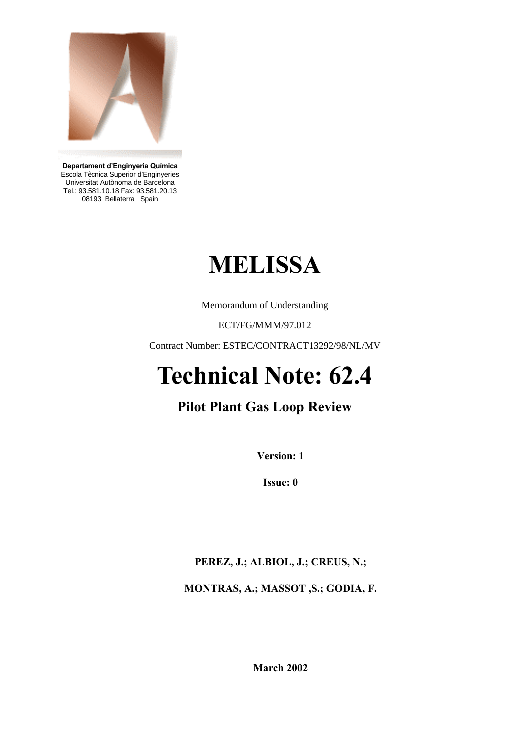**Departament d'Enginyeria Química**
Escola Tècnica Superior d'Enginyeries
Universitat Autònoma de Barcelona
Tel.: 93.581.10.18 Fax: 93.581.20.13
08193 Bellaterra Spain

# MELISSA

Memorandum of Understanding

ECT/FG/MMM/97.012

Contract Number: ESTEC/CONTRACT13292/98/NL/MV

# Technical Note: 62.4

## Pilot Plant Gas Loop Review

**Version: 1**

**Issue: 0**

**PEREZ, J.; ALBIOL, J.; CREUS, N.;**

**MONTRAS, A.; MASSOT ,S.; GODIA, F.**

**March 2002**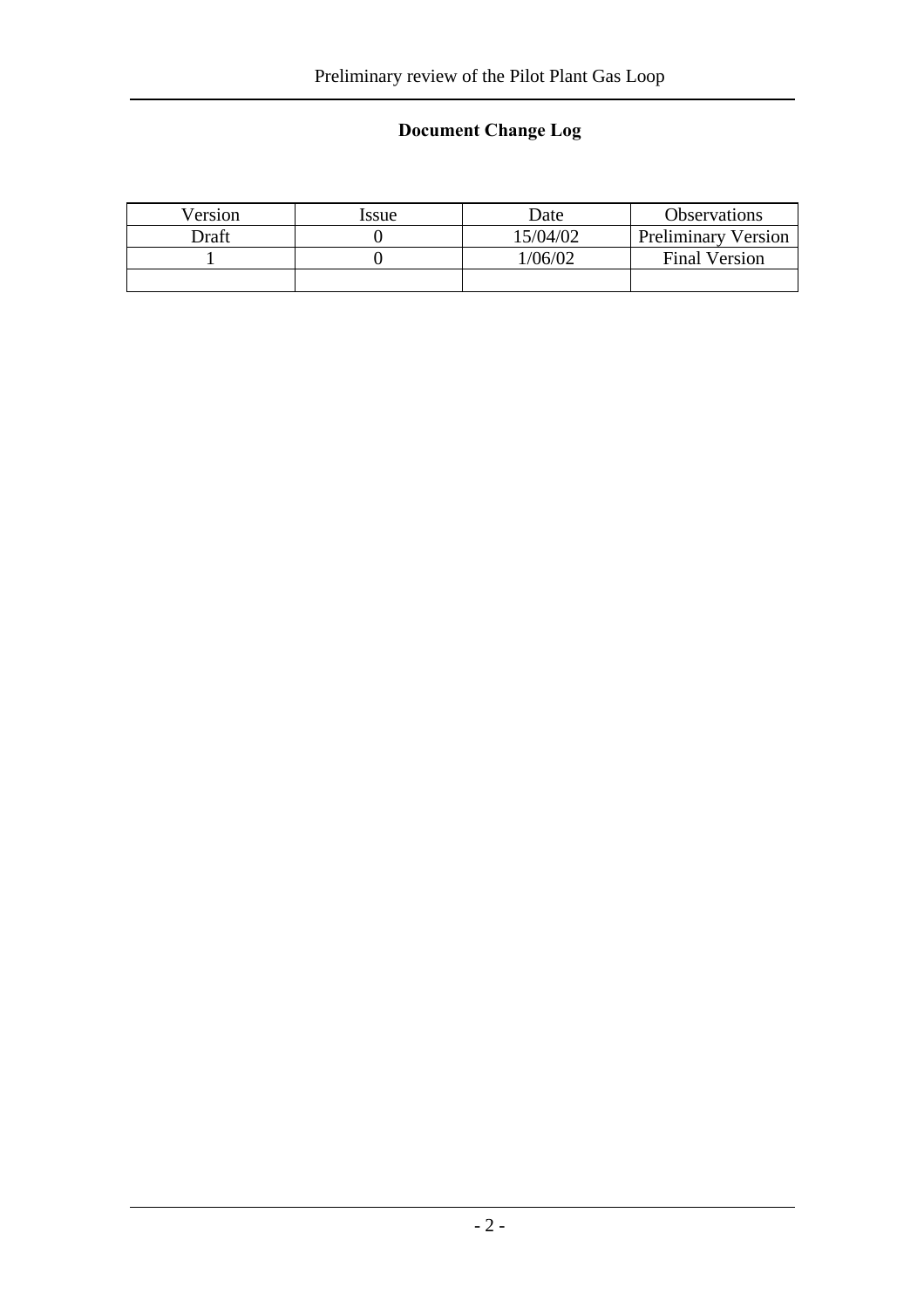## Document Change Log

| Version | Issue | Date | Observations |
|---|---|---|---|
| Draft | 0 | 15/04/02 | Preliminary Version |
| 1 | 0 | 1/06/02 | Final Version |
| | | | |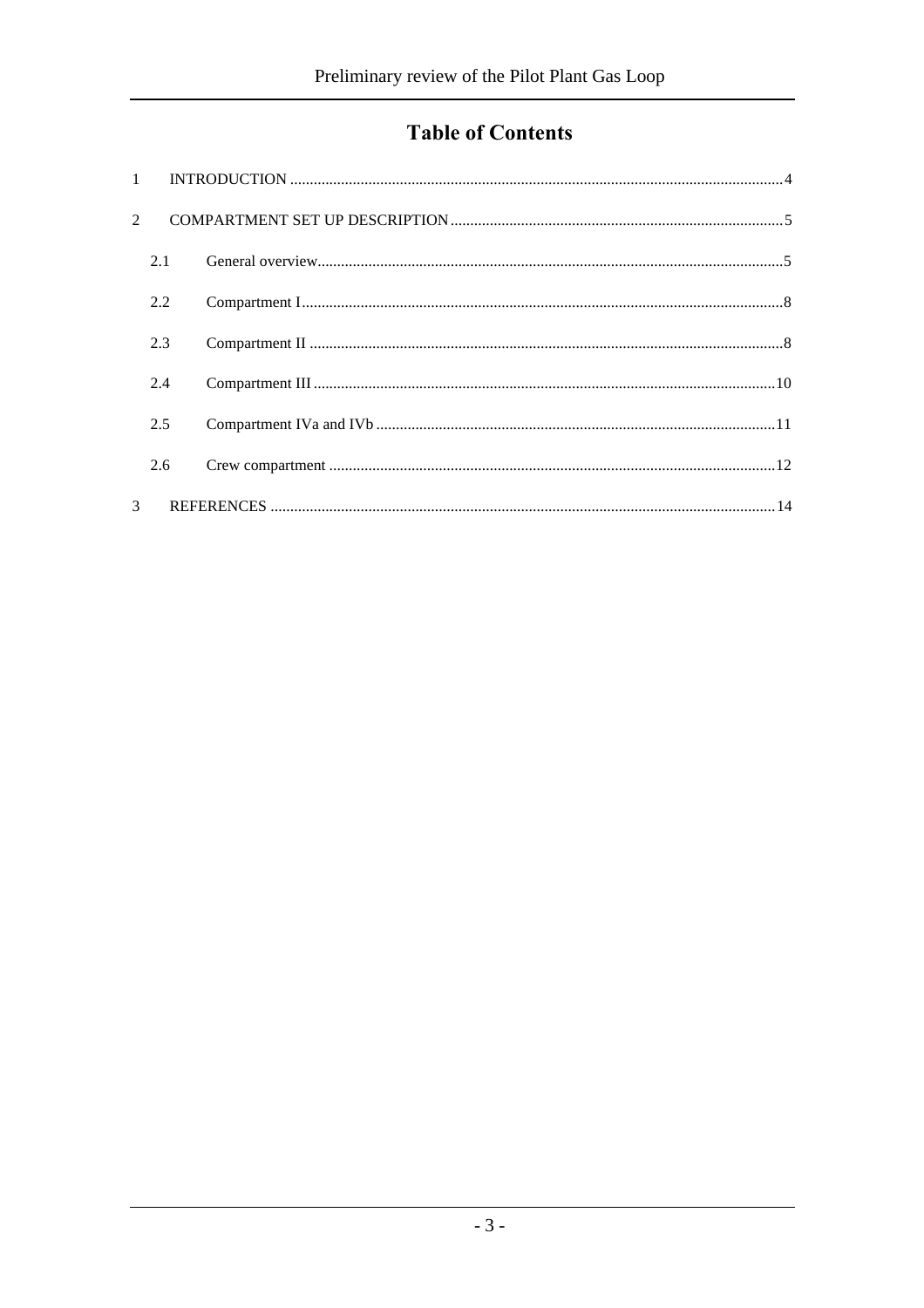# Table of Contents

1 INTRODUCTION ... 4

2 COMPARTMENT SET UP DESCRIPTION ... 5

- 2.1 General overview ... 5
- 2.2 Compartment I ... 8
- 2.3 Compartment II ... 8
- 2.4 Compartment III ... 10
- 2.5 Compartment IVa and IVb ... 11
- 2.6 Crew compartment ... 12

3 REFERENCES ... 14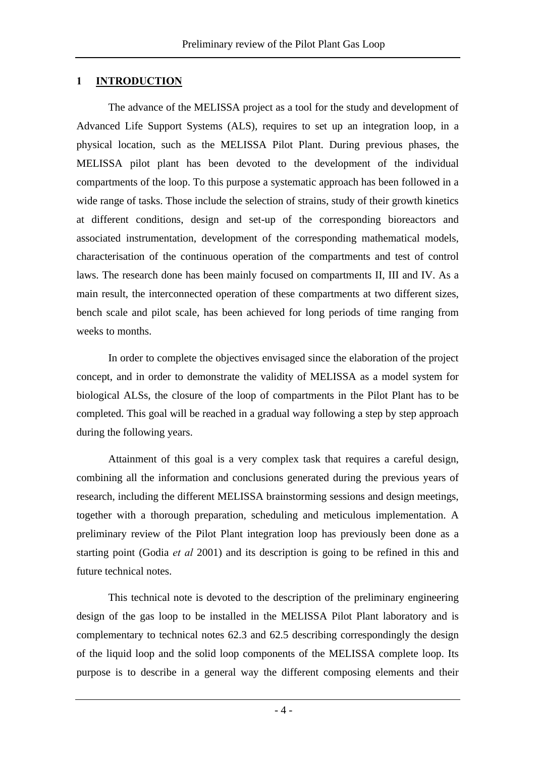# 1 INTRODUCTION

The advance of the MELISSA project as a tool for the study and development of Advanced Life Support Systems (ALS), requires to set up an integration loop, in a physical location, such as the MELISSA Pilot Plant. During previous phases, the MELISSA pilot plant has been devoted to the development of the individual compartments of the loop. To this purpose a systematic approach has been followed in a wide range of tasks. Those include the selection of strains, study of their growth kinetics at different conditions, design and set-up of the corresponding bioreactors and associated instrumentation, development of the corresponding mathematical models, characterisation of the continuous operation of the compartments and test of control laws. The research done has been mainly focused on compartments II, III and IV. As a main result, the interconnected operation of these compartments at two different sizes, bench scale and pilot scale, has been achieved for long periods of time ranging from weeks to months.

In order to complete the objectives envisaged since the elaboration of the project concept, and in order to demonstrate the validity of MELISSA as a model system for biological ALSs, the closure of the loop of compartments in the Pilot Plant has to be completed. This goal will be reached in a gradual way following a step by step approach during the following years.

Attainment of this goal is a very complex task that requires a careful design, combining all the information and conclusions generated during the previous years of research, including the different MELISSA brainstorming sessions and design meetings, together with a thorough preparation, scheduling and meticulous implementation. A preliminary review of the Pilot Plant integration loop has previously been done as a starting point (Godia *et al* 2001) and its description is going to be refined in this and future technical notes.

This technical note is devoted to the description of the preliminary engineering design of the gas loop to be installed in the MELISSA Pilot Plant laboratory and is complementary to technical notes 62.3 and 62.5 describing correspondingly the design of the liquid loop and the solid loop components of the MELISSA complete loop. Its purpose is to describe in a general way the different composing elements and their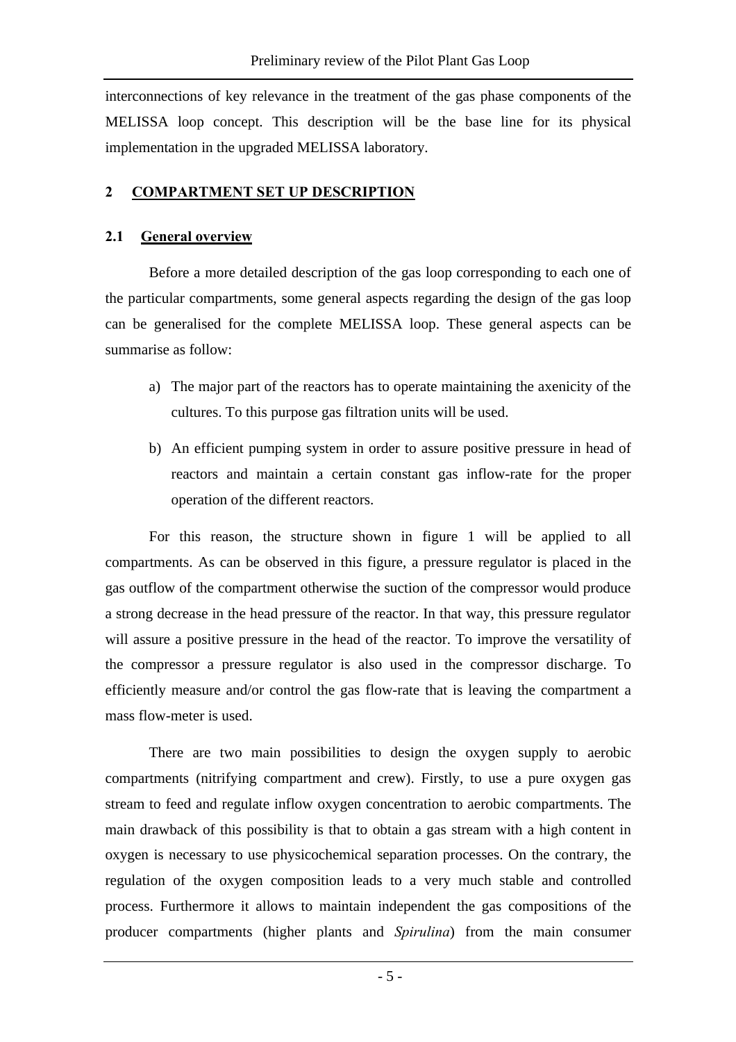interconnections of key relevance in the treatment of the gas phase components of the MELISSA loop concept. This description will be the base line for its physical implementation in the upgraded MELISSA laboratory.

## 2 COMPARTMENT SET UP DESCRIPTION

### 2.1 General overview

Before a more detailed description of the gas loop corresponding to each one of the particular compartments, some general aspects regarding the design of the gas loop can be generalised for the complete MELISSA loop. These general aspects can be summarise as follow:

a) The major part of the reactors has to operate maintaining the axenicity of the cultures. To this purpose gas filtration units will be used.

b) An efficient pumping system in order to assure positive pressure in head of reactors and maintain a certain constant gas inflow-rate for the proper operation of the different reactors.

For this reason, the structure shown in figure 1 will be applied to all compartments. As can be observed in this figure, a pressure regulator is placed in the gas outflow of the compartment otherwise the suction of the compressor would produce a strong decrease in the head pressure of the reactor. In that way, this pressure regulator will assure a positive pressure in the head of the reactor. To improve the versatility of the compressor a pressure regulator is also used in the compressor discharge. To efficiently measure and/or control the gas flow-rate that is leaving the compartment a mass flow-meter is used.

There are two main possibilities to design the oxygen supply to aerobic compartments (nitrifying compartment and crew). Firstly, to use a pure oxygen gas stream to feed and regulate inflow oxygen concentration to aerobic compartments. The main drawback of this possibility is that to obtain a gas stream with a high content in oxygen is necessary to use physicochemical separation processes. On the contrary, the regulation of the oxygen composition leads to a very much stable and controlled process. Furthermore it allows to maintain independent the gas compositions of the producer compartments (higher plants and *Spirulina*) from the main consumer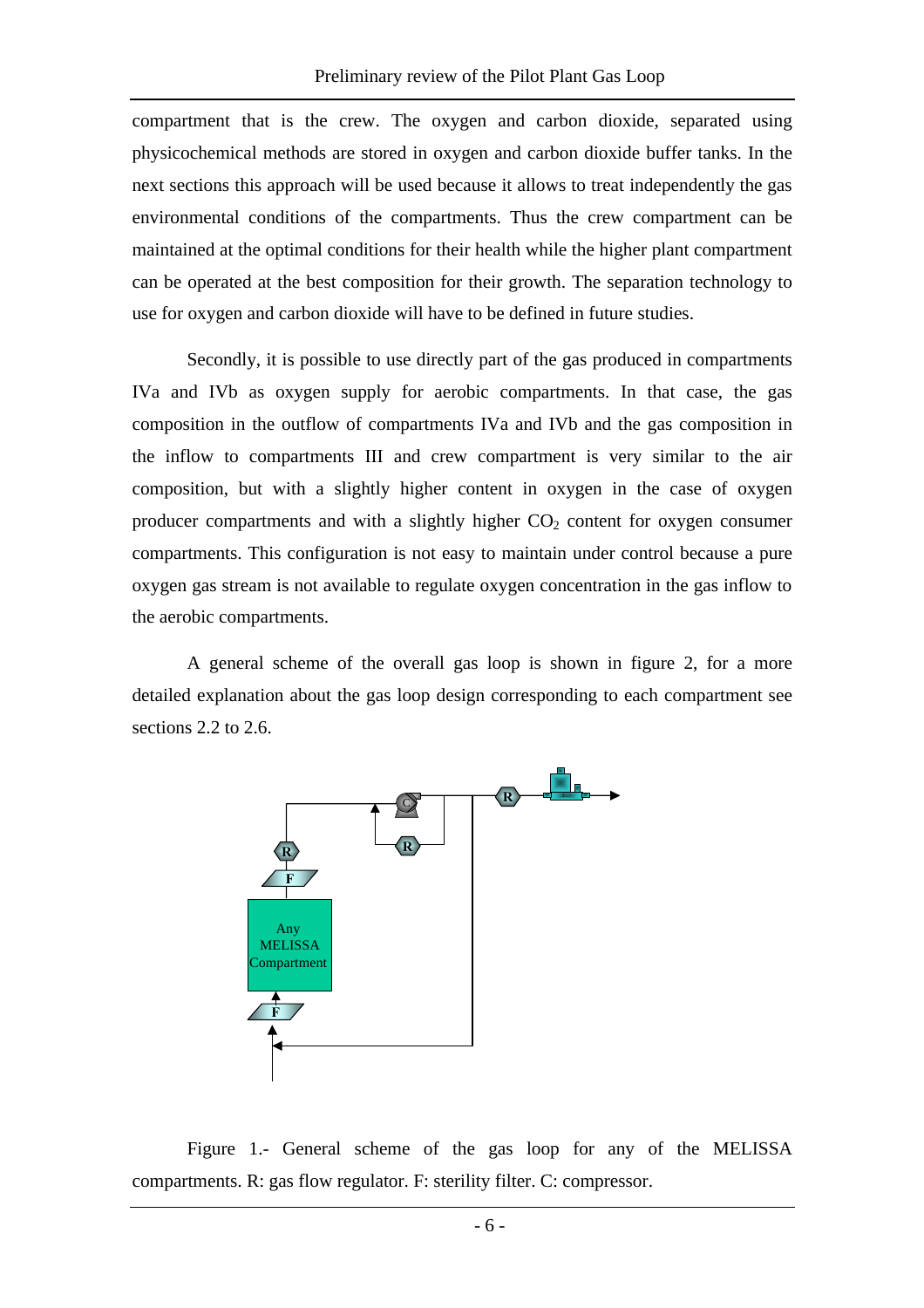compartment that is the crew. The oxygen and carbon dioxide, separated using physicochemical methods are stored in oxygen and carbon dioxide buffer tanks. In the next sections this approach will be used because it allows to treat independently the gas environmental conditions of the compartments. Thus the crew compartment can be maintained at the optimal conditions for their health while the higher plant compartment can be operated at the best composition for their growth. The separation technology to use for oxygen and carbon dioxide will have to be defined in future studies.

Secondly, it is possible to use directly part of the gas produced in compartments IVa and IVb as oxygen supply for aerobic compartments. In that case, the gas composition in the outflow of compartments IVa and IVb and the gas composition in the inflow to compartments III and crew compartment is very similar to the air composition, but with a slightly higher content in oxygen in the case of oxygen producer compartments and with a slightly higher $CO_2$ content for oxygen consumer compartments. This configuration is not easy to maintain under control because a pure oxygen gas stream is not available to regulate oxygen concentration in the gas inflow to the aerobic compartments.

A general scheme of the overall gas loop is shown in figure 2, for a more detailed explanation about the gas loop design corresponding to each compartment see sections 2.2 to 2.6.

Figure 1.- General scheme of the gas loop for any of the MELISSA compartments. R: gas flow regulator. F: sterility filter. C: compressor.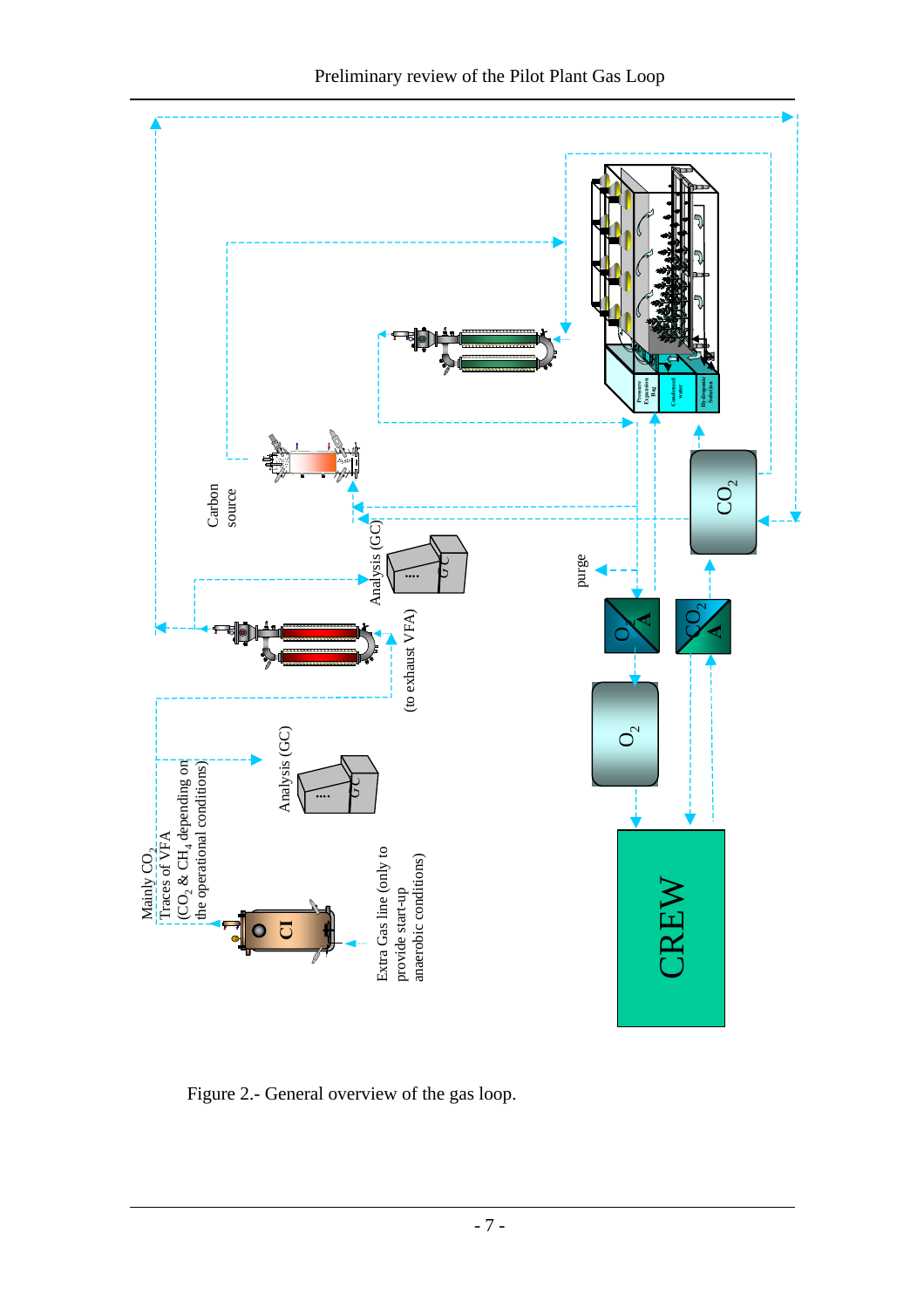Figure 2.- General overview of the gas loop.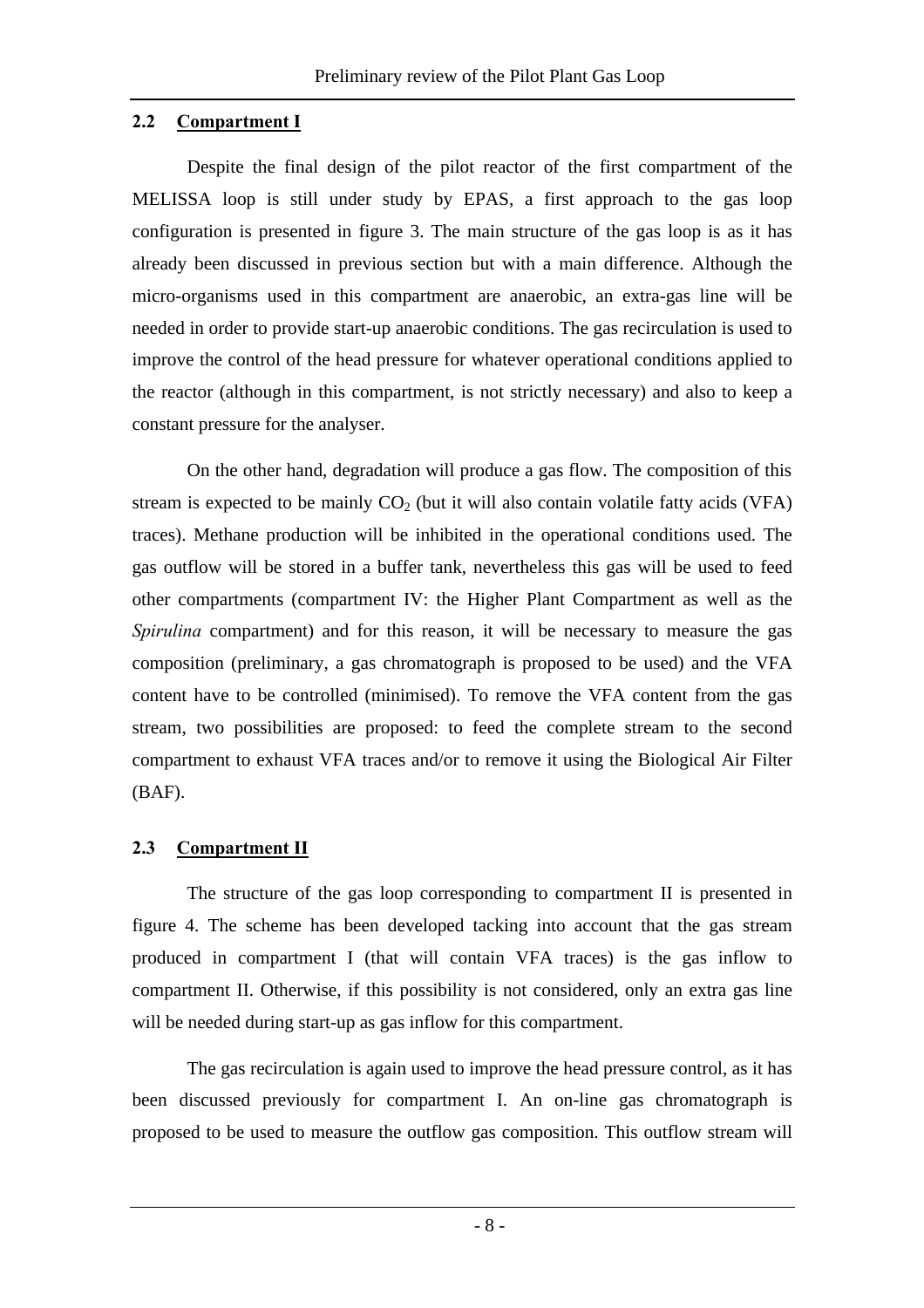## 2.2 Compartment I

Despite the final design of the pilot reactor of the first compartment of the MELISSA loop is still under study by EPAS, a first approach to the gas loop configuration is presented in figure 3. The main structure of the gas loop is as it has already been discussed in previous section but with a main difference. Although the micro-organisms used in this compartment are anaerobic, an extra-gas line will be needed in order to provide start-up anaerobic conditions. The gas recirculation is used to improve the control of the head pressure for whatever operational conditions applied to the reactor (although in this compartment, is not strictly necessary) and also to keep a constant pressure for the analyser.

On the other hand, degradation will produce a gas flow. The composition of this stream is expected to be mainly $CO_2$ (but it will also contain volatile fatty acids (VFA) traces). Methane production will be inhibited in the operational conditions used. The gas outflow will be stored in a buffer tank, nevertheless this gas will be used to feed other compartments (compartment IV: the Higher Plant Compartment as well as the *Spirulina* compartment) and for this reason, it will be necessary to measure the gas composition (preliminary, a gas chromatograph is proposed to be used) and the VFA content have to be controlled (minimised). To remove the VFA content from the gas stream, two possibilities are proposed: to feed the complete stream to the second compartment to exhaust VFA traces and/or to remove it using the Biological Air Filter (BAF).

## 2.3 Compartment II

The structure of the gas loop corresponding to compartment II is presented in figure 4. The scheme has been developed tacking into account that the gas stream produced in compartment I (that will contain VFA traces) is the gas inflow to compartment II. Otherwise, if this possibility is not considered, only an extra gas line will be needed during start-up as gas inflow for this compartment.

The gas recirculation is again used to improve the head pressure control, as it has been discussed previously for compartment I. An on-line gas chromatograph is proposed to be used to measure the outflow gas composition. This outflow stream will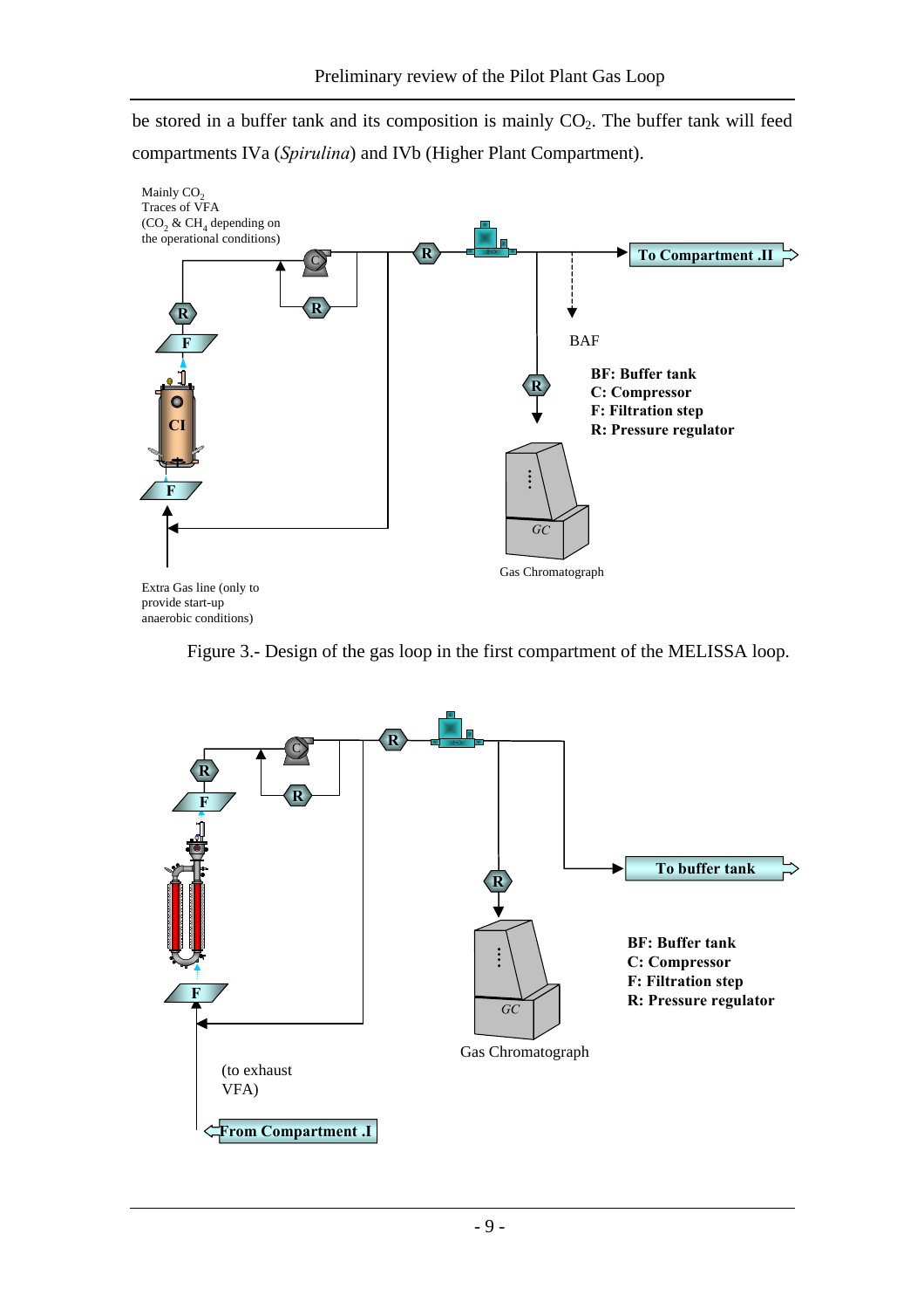be stored in a buffer tank and its composition is mainly $CO_2$. The buffer tank will feed compartments IVa (*Spirulina*) and IVb (Higher Plant Compartment).

Mainly $CO_2$
Traces of VFA
($CO_2$ & $CH_4$ depending on the operational conditions)

To Compartment .II

BAF

**BF: Buffer tank**
**C: Compressor**
**F: Filtration step**
**R: Pressure regulator**

Gas Chromatograph

Extra Gas line (only to provide start-up anaerobic conditions)

Figure 3.- Design of the gas loop in the first compartment of the MELISSA loop.

To buffer tank

**BF: Buffer tank**
**C: Compressor**
**F: Filtration step**
**R: Pressure regulator**

Gas Chromatograph

(to exhaust VFA)

From Compartment .I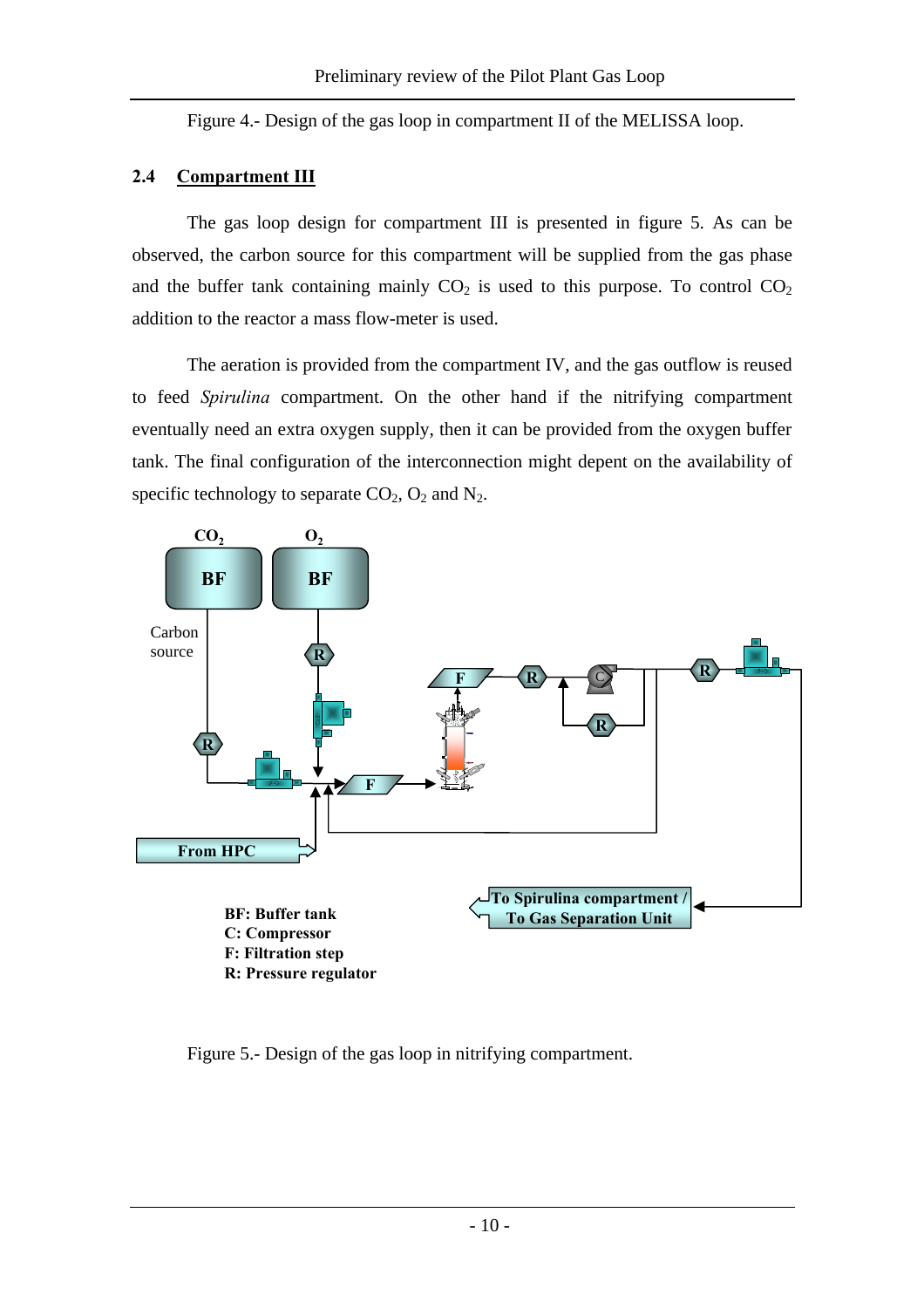Figure 4.- Design of the gas loop in compartment II of the MELISSA loop.

### 2.4 Compartment III

The gas loop design for compartment III is presented in figure 5. As can be observed, the carbon source for this compartment will be supplied from the gas phase and the buffer tank containing mainly $CO_2$ is used to this purpose. To control $CO_2$ addition to the reactor a mass flow-meter is used.

The aeration is provided from the compartment IV, and the gas outflow is reused to feed *Spirulina* compartment. On the other hand if the nitrifying compartment eventually need an extra oxygen supply, then it can be provided from the oxygen buffer tank. The final configuration of the interconnection might depent on the availability of specific technology to separate $CO_2$, $O_2$ and $N_2$.

Figure 5.- Design of the gas loop in nitrifying compartment.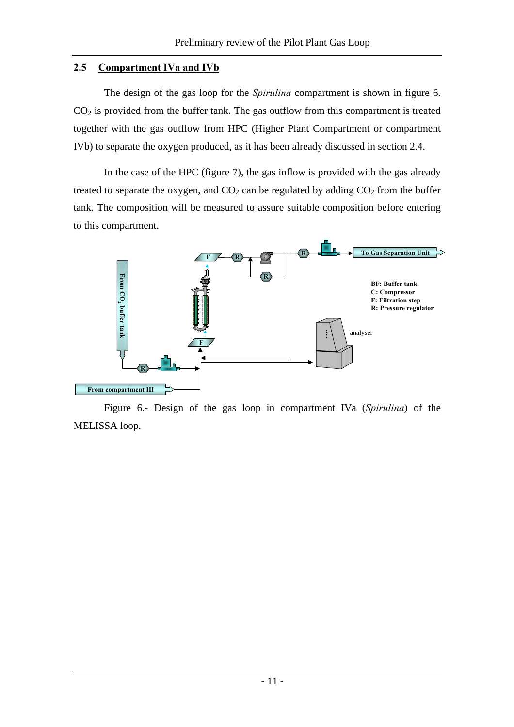## 2.5 Compartment IVa and IVb

The design of the gas loop for the *Spirulina* compartment is shown in figure 6. $CO_2$ is provided from the buffer tank. The gas outflow from this compartment is treated together with the gas outflow from HPC (Higher Plant Compartment or compartment IVb) to separate the oxygen produced, as it has been already discussed in section 2.4.

In the case of the HPC (figure 7), the gas inflow is provided with the gas already treated to separate the oxygen, and $CO_2$ can be regulated by adding $CO_2$ from the buffer tank. The composition will be measured to assure suitable composition before entering to this compartment.

Figure 6.- Design of the gas loop in compartment IVa (*Spirulina*) of the MELISSA loop.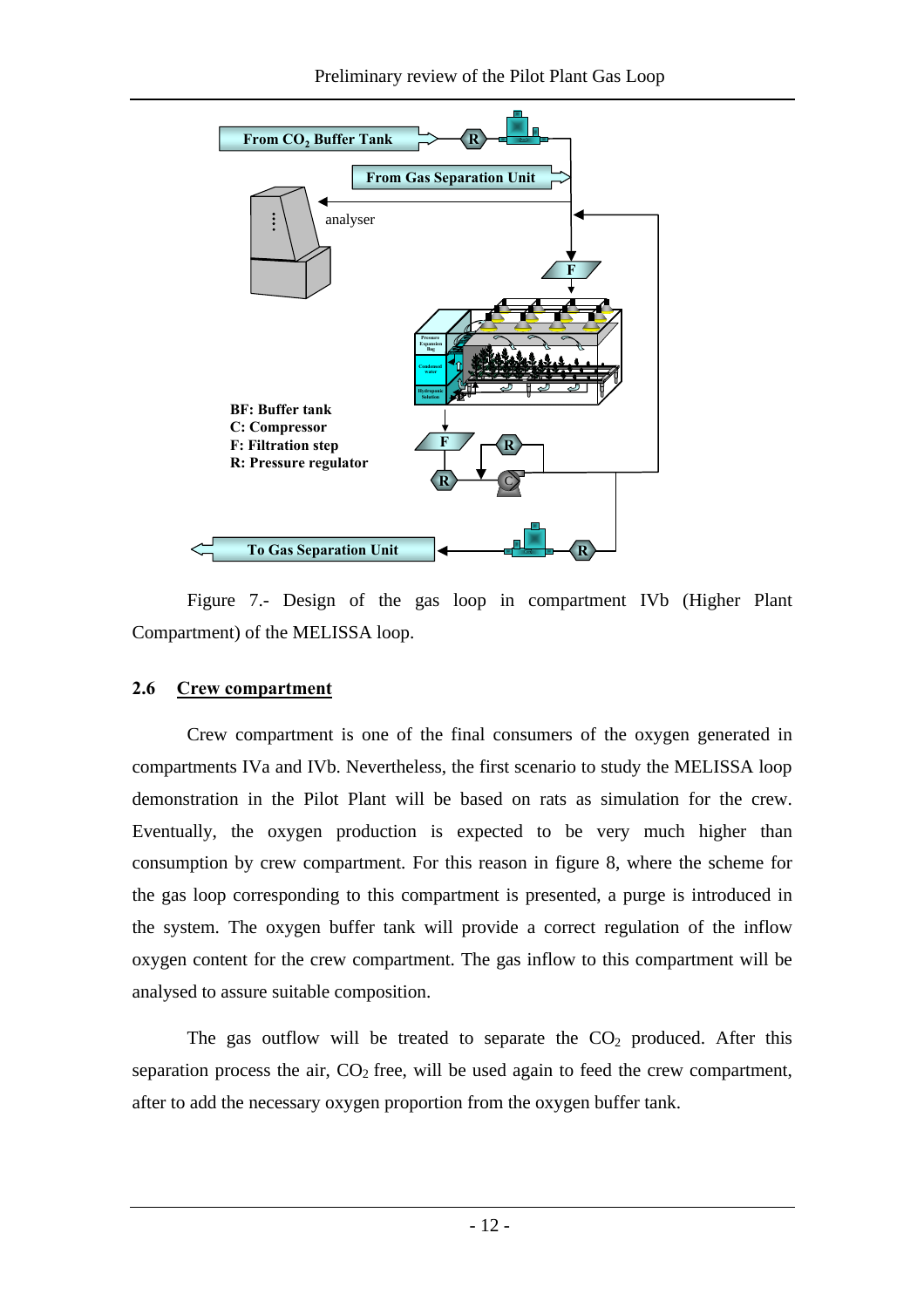Figure 7.- Design of the gas loop in compartment IVb (Higher Plant Compartment) of the MELISSA loop.

## 2.6 Crew compartment

Crew compartment is one of the final consumers of the oxygen generated in compartments IVa and IVb. Nevertheless, the first scenario to study the MELISSA loop demonstration in the Pilot Plant will be based on rats as simulation for the crew. Eventually, the oxygen production is expected to be very much higher than consumption by crew compartment. For this reason in figure 8, where the scheme for the gas loop corresponding to this compartment is presented, a purge is introduced in the system. The oxygen buffer tank will provide a correct regulation of the inflow oxygen content for the crew compartment. The gas inflow to this compartment will be analysed to assure suitable composition.

The gas outflow will be treated to separate the $CO_2$ produced. After this separation process the air, $CO_2$ free, will be used again to feed the crew compartment, after to add the necessary oxygen proportion from the oxygen buffer tank.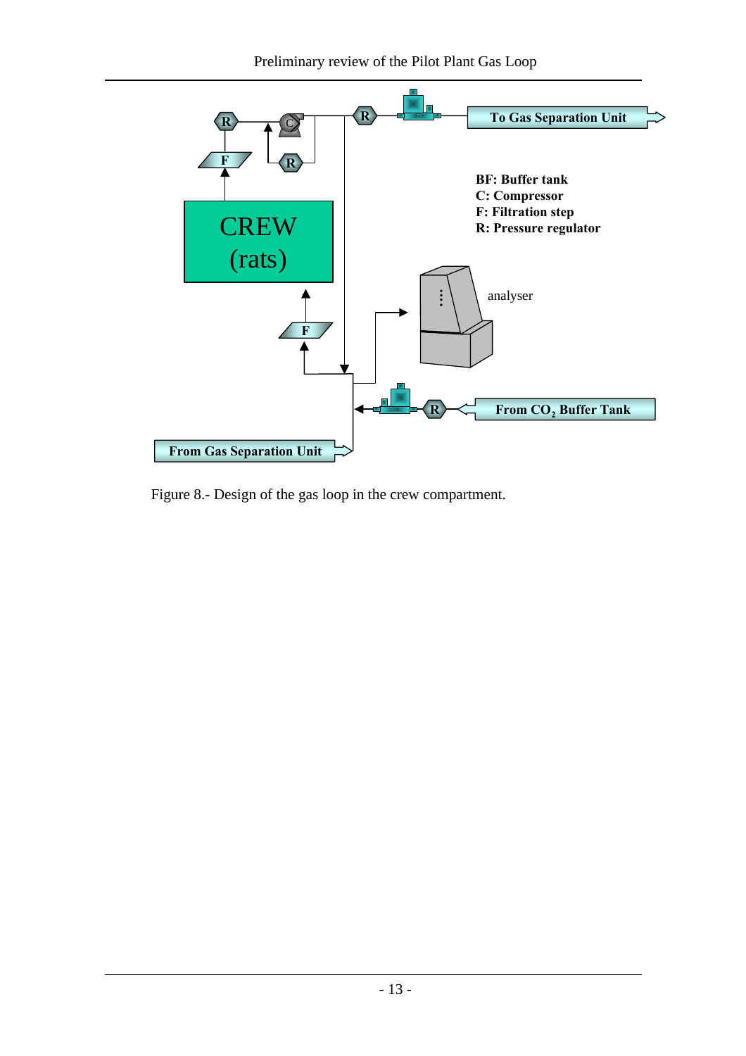Figure 8.- Design of the gas loop in the crew compartment.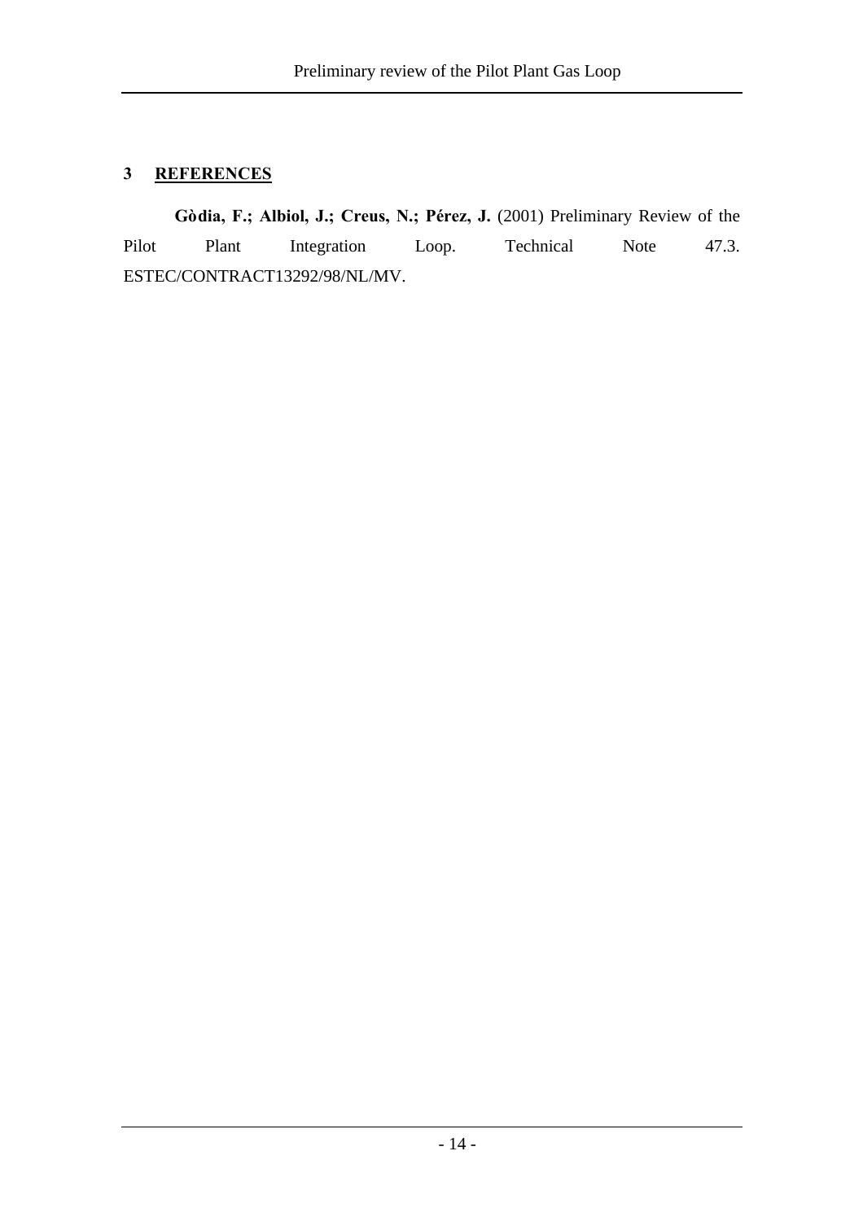## 3 REFERENCES

**Gòdia, F.; Albiol, J.; Creus, N.; Pérez, J.** (2001) Preliminary Review of the Pilot Plant Integration Loop. Technical Note 47.3. ESTEC/CONTRACT13292/98/NL/MV.